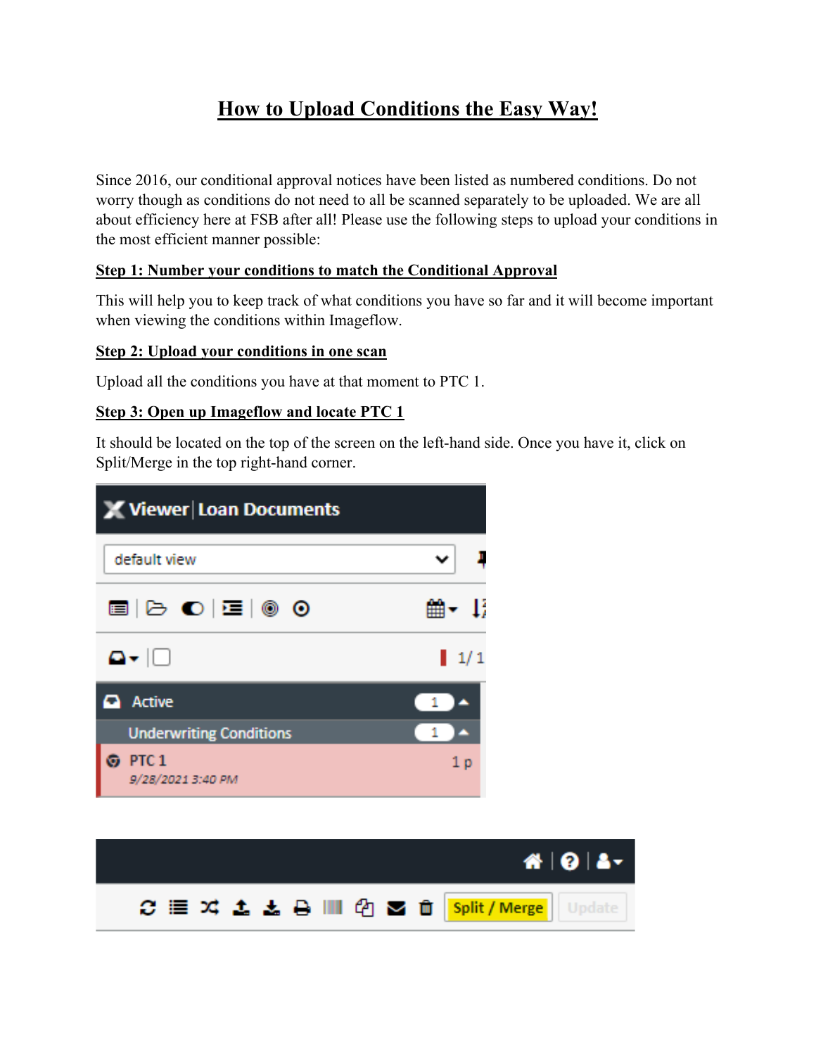# How to Upload Conditions the Easy Way!

Since 2016, our conditional approval notices have been listed as numbered conditions. Do not worry though as conditions do not need to all be scanned separately to be uploaded. We are all about efficiency here at FSB after all! Please use the following steps to upload your conditions in the most efficient manner possible:

**Step 1: Number your conditions to match the Conditional Approval**

This will help you to keep track of what conditions you have so far and it will become important when viewing the conditions within Imageflow.

**Step 2: Upload your conditions in one scan**

Upload all the conditions you have at that moment to PTC 1.

**Step 3: Open up Imageflow and locate PTC 1**

It should be located on the top of the screen on the left-hand side. Once you have it, click on Split/Merge in the top right-hand corner.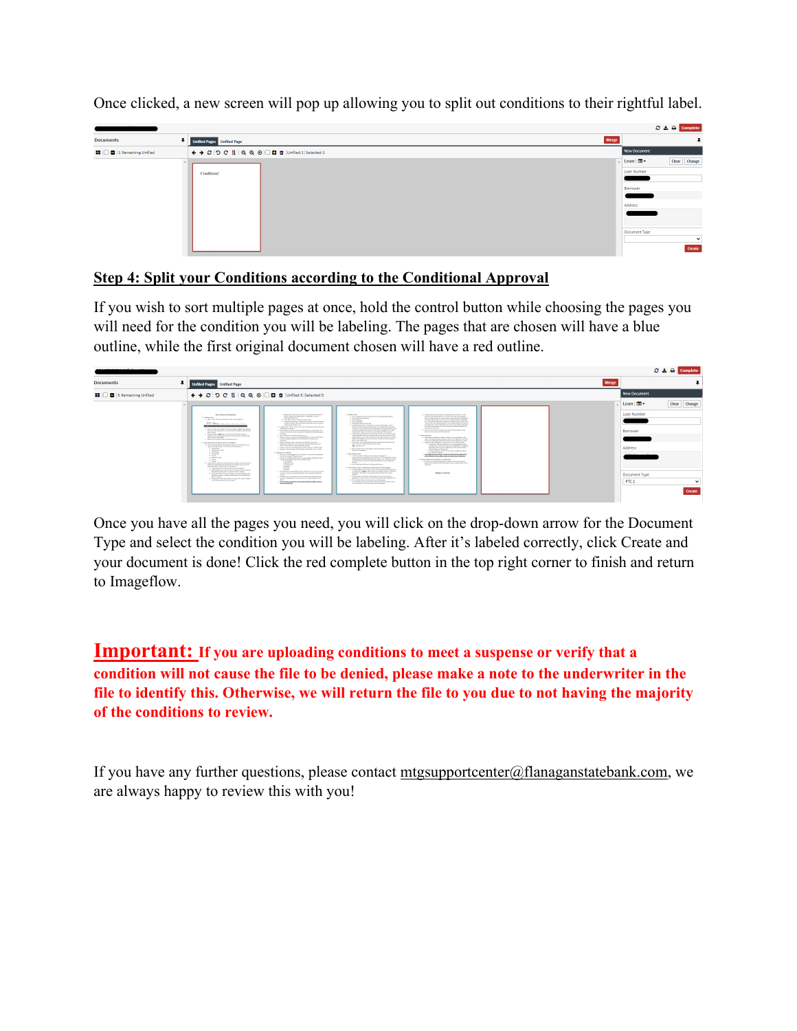Once clicked, a new screen will pop up allowing you to split out conditions to their rightful label.

**Step 4: Split your Conditions according to the Conditional Approval**

If you wish to sort multiple pages at once, hold the control button while choosing the pages you will need for the condition you will be labeling. The pages that are chosen will have a blue outline, while the first original document chosen will have a red outline.

Once you have all the pages you need, you will click on the drop-down arrow for the Document Type and select the condition you will be labeling. After it's labeled correctly, click Create and your document is done! Click the red complete button in the top right corner to finish and return to Imageflow.

**Important: If you are uploading conditions to meet a suspense or verify that a condition will not cause the file to be denied, please make a note to the underwriter in the file to identify this. Otherwise, we will return the file to you due to not having the majority of the conditions to review.**

If you have any further questions, please contact mtgsupportcenter@flanaganstatebank.com, we are always happy to review this with you!